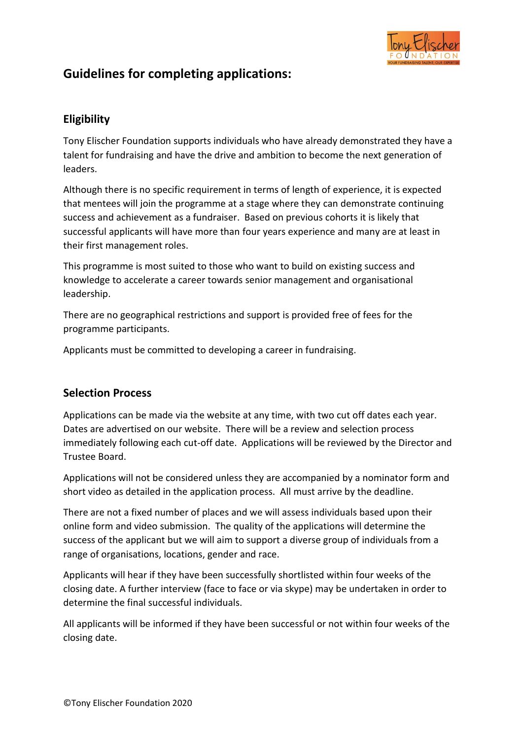# Guidelines for completing applications:

## Eligibility

Tony Elischer Foundation supports individuals who have already demonstrated they have a talent for fundraising and have the drive and ambition to become the next generation of leaders.

Although there is no specific requirement in terms of length of experience, it is expected that mentees will join the programme at a stage where they can demonstrate continuing success and achievement as a fundraiser. Based on previous cohorts it is likely that successful applicants will have more than four years experience and many are at least in their first management roles.

This programme is most suited to those who want to build on existing success and knowledge to accelerate a career towards senior management and organisational leadership.

There are no geographical restrictions and support is provided free of fees for the programme participants.

Applicants must be committed to developing a career in fundraising.

## Selection Process

Applications can be made via the website at any time, with two cut off dates each year. Dates are advertised on our website. There will be a review and selection process immediately following each cut-off date. Applications will be reviewed by the Director and Trustee Board.

Applications will not be considered unless they are accompanied by a nominator form and short video as detailed in the application process. All must arrive by the deadline.

There are not a fixed number of places and we will assess individuals based upon their online form and video submission. The quality of the applications will determine the success of the applicant but we will aim to support a diverse group of individuals from a range of organisations, locations, gender and race.

Applicants will hear if they have been successfully shortlisted within four weeks of the closing date. A further interview (face to face or via skype) may be undertaken in order to determine the final successful individuals.

All applicants will be informed if they have been successful or not within four weeks of the closing date.

©Tony Elischer Foundation 2020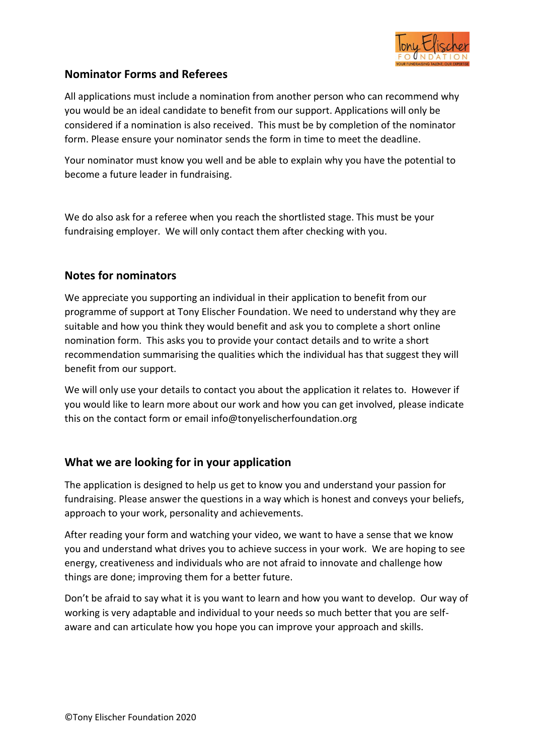## Nominator Forms and Referees

All applications must include a nomination from another person who can recommend why you would be an ideal candidate to benefit from our support. Applications will only be considered if a nomination is also received. This must be by completion of the nominator form. Please ensure your nominator sends the form in time to meet the deadline.

Your nominator must know you well and be able to explain why you have the potential to become a future leader in fundraising.

We do also ask for a referee when you reach the shortlisted stage. This must be your fundraising employer. We will only contact them after checking with you.

## Notes for nominators

We appreciate you supporting an individual in their application to benefit from our programme of support at Tony Elischer Foundation. We need to understand why they are suitable and how you think they would benefit and ask you to complete a short online nomination form. This asks you to provide your contact details and to write a short recommendation summarising the qualities which the individual has that suggest they will benefit from our support.

We will only use your details to contact you about the application it relates to. However if you would like to learn more about our work and how you can get involved, please indicate this on the contact form or email info@tonyelischerfoundation.org

## What we are looking for in your application

The application is designed to help us get to know you and understand your passion for fundraising. Please answer the questions in a way which is honest and conveys your beliefs, approach to your work, personality and achievements.

After reading your form and watching your video, we want to have a sense that we know you and understand what drives you to achieve success in your work. We are hoping to see energy, creativeness and individuals who are not afraid to innovate and challenge how things are done; improving them for a better future.

Don't be afraid to say what it is you want to learn and how you want to develop. Our way of working is very adaptable and individual to your needs so much better that you are self-aware and can articulate how you hope you can improve your approach and skills.

©Tony Elischer Foundation 2020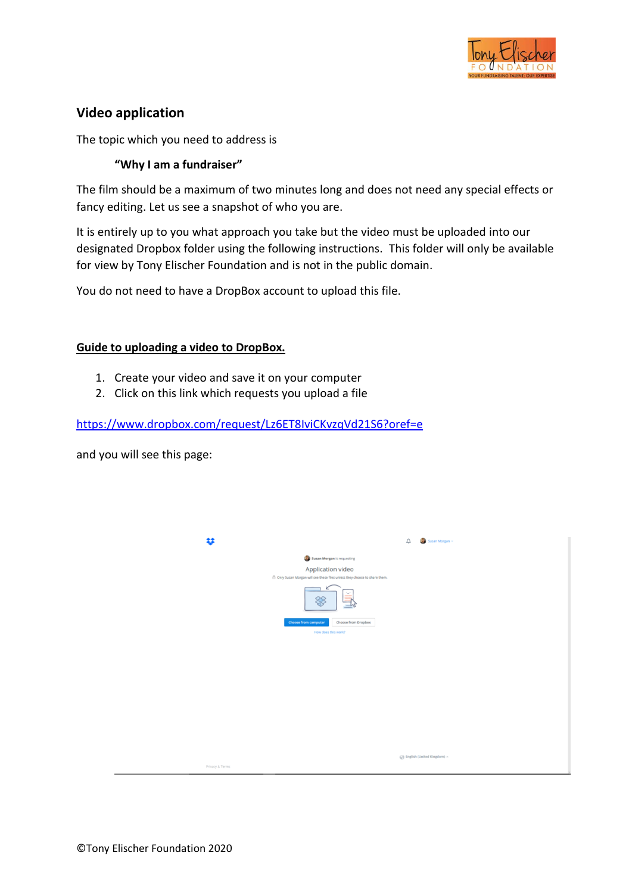## Video application

The topic which you need to address is

**"Why I am a fundraiser"**

The film should be a maximum of two minutes long and does not need any special effects or fancy editing. Let us see a snapshot of who you are.

It is entirely up to you what approach you take but the video must be uploaded into our designated Dropbox folder using the following instructions. This folder will only be available for view by Tony Elischer Foundation and is not in the public domain.

You do not need to have a DropBox account to upload this file.

**Guide to uploading a video to DropBox.**

1. Create your video and save it on your computer
2. Click on this link which requests you upload a file

https://www.dropbox.com/request/Lz6ET8IviCKvzqVd21S6?oref=e

and you will see this page:

©Tony Elischer Foundation 2020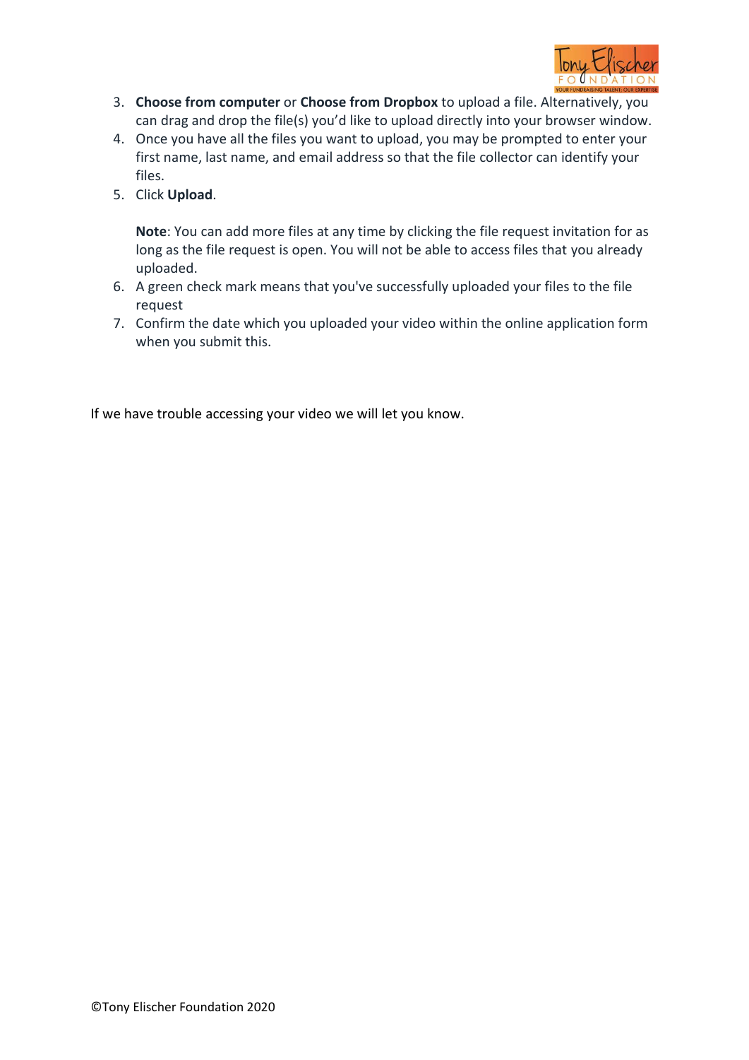3. **Choose from computer** or **Choose from Dropbox** to upload a file. Alternatively, you can drag and drop the file(s) you'd like to upload directly into your browser window.
4. Once you have all the files you want to upload, you may be prompted to enter your first name, last name, and email address so that the file collector can identify your files.
5. Click **Upload**.

   **Note**: You can add more files at any time by clicking the file request invitation for as long as the file request is open. You will not be able to access files that you already uploaded.
6. A green check mark means that you've successfully uploaded your files to the file request
7. Confirm the date which you uploaded your video within the online application form when you submit this.

If we have trouble accessing your video we will let you know.

©Tony Elischer Foundation 2020